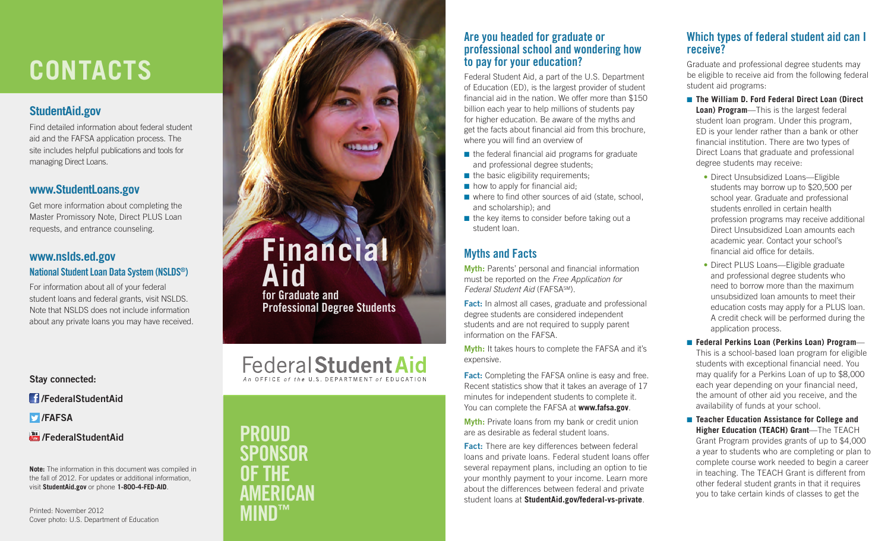# CONTACTS

## StudentAid.gov

Find detailed information about federal student aid and the FAFSA application process. The site includes helpful publications and tools for managing Direct Loans.

## www.StudentLoans.gov

Get more information about completing the Master Promissory Note, Direct PLUS Loan requests, and entrance counseling.

## www.nslds.ed.gov

### National Student Loan Data System (NSLDS®)

For information about all of your federal student loans and federal grants, visit NSLDS. Note that NSLDS does not include information about any private loans you may have received.

**Stay connected:**

**/FederalStudentAid**

**/FAFSA**

**/FederalStudentAid**

**Note:** The information in this document was compiled in the fall of 2012. For updates or additional information, visit **StudentAid.gov** or phone **1-800-4-FED-AID**.

Printed: November 2012
Cover photo: U.S. Department of Education

# Financial Aid for Graduate and Professional Degree Students

Federal Student Aid
An OFFICE of the U.S. DEPARTMENT of EDUCATION

PROUD SPONSOR OF THE AMERICAN MIND™

## Are you headed for graduate or professional school and wondering how to pay for your education?

Federal Student Aid, a part of the U.S. Department of Education (ED), is the largest provider of student financial aid in the nation. We offer more than $150 billion each year to help millions of students pay for higher education. Be aware of the myths and get the facts about financial aid from this brochure, where you will find an overview of

- the federal financial aid programs for graduate and professional degree students;
- the basic eligibility requirements;
- how to apply for financial aid;
- where to find other sources of aid (state, school, and scholarship); and
- the key items to consider before taking out a student loan.

## Myths and Facts

**Myth:** Parents' personal and financial information must be reported on the *Free Application for Federal Student Aid* (FAFSA℠).

**Fact:** In almost all cases, graduate and professional degree students are considered independent students and are not required to supply parent information on the FAFSA.

**Myth:** It takes hours to complete the FAFSA and it's expensive.

**Fact:** Completing the FAFSA online is easy and free. Recent statistics show that it takes an average of 17 minutes for independent students to complete it. You can complete the FAFSA at **www.fafsa.gov**.

**Myth:** Private loans from my bank or credit union are as desirable as federal student loans.

**Fact:** There are key differences between federal loans and private loans. Federal student loans offer several repayment plans, including an option to tie your monthly payment to your income. Learn more about the differences between federal and private student loans at **StudentAid.gov/federal-vs-private**.

## Which types of federal student aid can I receive?

Graduate and professional degree students may be eligible to receive aid from the following federal student aid programs:

- **The William D. Ford Federal Direct Loan (Direct Loan) Program**—This is the largest federal student loan program. Under this program, ED is your lender rather than a bank or other financial institution. There are two types of Direct Loans that graduate and professional degree students may receive:
  - Direct Unsubsidized Loans—Eligible students may borrow up to $20,500 per school year. Graduate and professional students enrolled in certain health profession programs may receive additional Direct Unsubsidized Loan amounts each academic year. Contact your school's financial aid office for details.
  - Direct PLUS Loans—Eligible graduate and professional degree students who need to borrow more than the maximum unsubsidized loan amounts to meet their education costs may apply for a PLUS loan. A credit check will be performed during the application process.
- **Federal Perkins Loan (Perkins Loan) Program**—This is a school-based loan program for eligible students with exceptional financial need. You may qualify for a Perkins Loan of up to $8,000 each year depending on your financial need, the amount of other aid you receive, and the availability of funds at your school.
- **Teacher Education Assistance for College and Higher Education (TEACH) Grant**—The TEACH Grant Program provides grants of up to $4,000 a year to students who are completing or plan to complete course work needed to begin a career in teaching. The TEACH Grant is different from other federal student grants in that it requires you to take certain kinds of classes to get the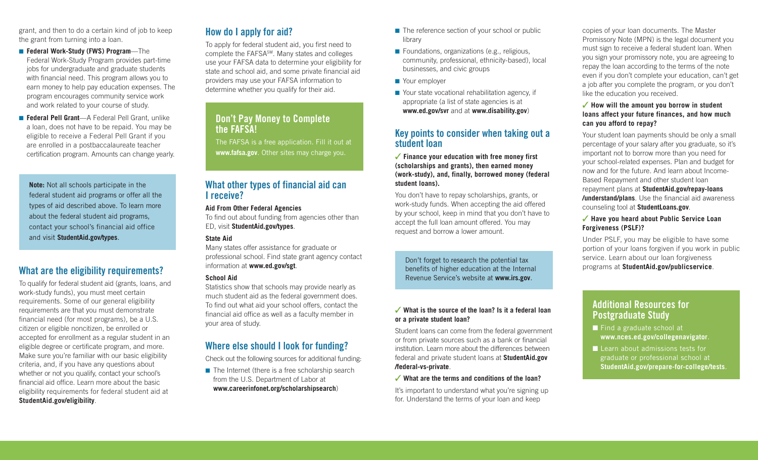grant, and then to do a certain kind of job to keep the grant from turning into a loan.

- **Federal Work-Study (FWS) Program**—The Federal Work-Study Program provides part-time jobs for undergraduate and graduate students with financial need. This program allows you to earn money to help pay education expenses. The program encourages community service work and work related to your course of study.
- **Federal Pell Grant**—A Federal Pell Grant, unlike a loan, does not have to be repaid. You may be eligible to receive a Federal Pell Grant if you are enrolled in a postbaccalaureate teacher certification program. Amounts can change yearly.

**Note:** Not all schools participate in the federal student aid programs or offer all the types of aid described above. To learn more about the federal student aid programs, contact your school's financial aid office and visit **StudentAid.gov/types**.

## What are the eligibility requirements?

To qualify for federal student aid (grants, loans, and work-study funds), you must meet certain requirements. Some of our general eligibility requirements are that you must demonstrate financial need (for most programs), be a U.S. citizen or eligible noncitizen, be enrolled or accepted for enrollment as a regular student in an eligible degree or certificate program, and more. Make sure you're familiar with our basic eligibility criteria, and, if you have any questions about whether or not you qualify, contact your school's financial aid office. Learn more about the basic eligibility requirements for federal student aid at **StudentAid.gov/eligibility**.

## How do I apply for aid?

To apply for federal student aid, you first need to complete the FAFSA℠. Many states and colleges use your FAFSA data to determine your eligibility for state and school aid, and some private financial aid providers may use your FAFSA information to determine whether you qualify for their aid.

### Don't Pay Money to Complete the FAFSA!

The FAFSA is a free application. Fill it out at **www.fafsa.gov**. Other sites may charge you.

## What other types of financial aid can I receive?

**Aid From Other Federal Agencies**

To find out about funding from agencies other than ED, visit **StudentAid.gov/types**.

**State Aid**

Many states offer assistance for graduate or professional school. Find state grant agency contact information at **www.ed.gov/sgt**.

**School Aid**

Statistics show that schools may provide nearly as much student aid as the federal government does. To find out what aid your school offers, contact the financial aid office as well as a faculty member in your area of study.

## Where else should I look for funding?

Check out the following sources for additional funding:

- The Internet (there is a free scholarship search from the U.S. Department of Labor at **www.careerinfonet.org/scholarshipsearch**)
- The reference section of your school or public library
- Foundations, organizations (e.g., religious, community, professional, ethnicity-based), local businesses, and civic groups
- Your employer
- Your state vocational rehabilitation agency, if appropriate (a list of state agencies is at **www.ed.gov/svr** and at **www.disability.gov**)

## Key points to consider when taking out a student loan

✓ **Finance your education with free money first (scholarships and grants), then earned money (work-study), and, finally, borrowed money (federal student loans).**

You don't have to repay scholarships, grants, or work-study funds. When accepting the aid offered by your school, keep in mind that you don't have to accept the full loan amount offered. You may request and borrow a lower amount.

Don't forget to research the potential tax benefits of higher education at the Internal Revenue Service's website at **www.irs.gov**.

✓ **What is the source of the loan? Is it a federal loan or a private student loan?**

Student loans can come from the federal government or from private sources such as a bank or financial institution. Learn more about the differences between federal and private student loans at **StudentAid.gov/federal-vs-private**.

✓ **What are the terms and conditions of the loan?**

It's important to understand what you're signing up for. Understand the terms of your loan and keep copies of your loan documents. The Master Promissory Note (MPN) is the legal document you must sign to receive a federal student loan. When you sign your promissory note, you are agreeing to repay the loan according to the terms of the note even if you don't complete your education, can't get a job after you complete the program, or you don't like the education you received.

✓ **How will the amount you borrow in student loans affect your future finances, and how much can you afford to repay?**

Your student loan payments should be only a small percentage of your salary after you graduate, so it's important not to borrow more than you need for your school-related expenses. Plan and budget for now and for the future. And learn about Income-Based Repayment and other student loan repayment plans at **StudentAid.gov/repay-loans/understand/plans**. Use the financial aid awareness counseling tool at **StudentLoans.gov**.

✓ **Have you heard about Public Service Loan Forgiveness (PSLF)?**

Under PSLF, you may be eligible to have some portion of your loans forgiven if you work in public service. Learn about our loan forgiveness programs at **StudentAid.gov/publicservice**.

### Additional Resources for Postgraduate Study

- Find a graduate school at **www.nces.ed.gov/collegenavigator**.
- Learn about admissions tests for graduate or professional school at **StudentAid.gov/prepare-for-college/tests**.